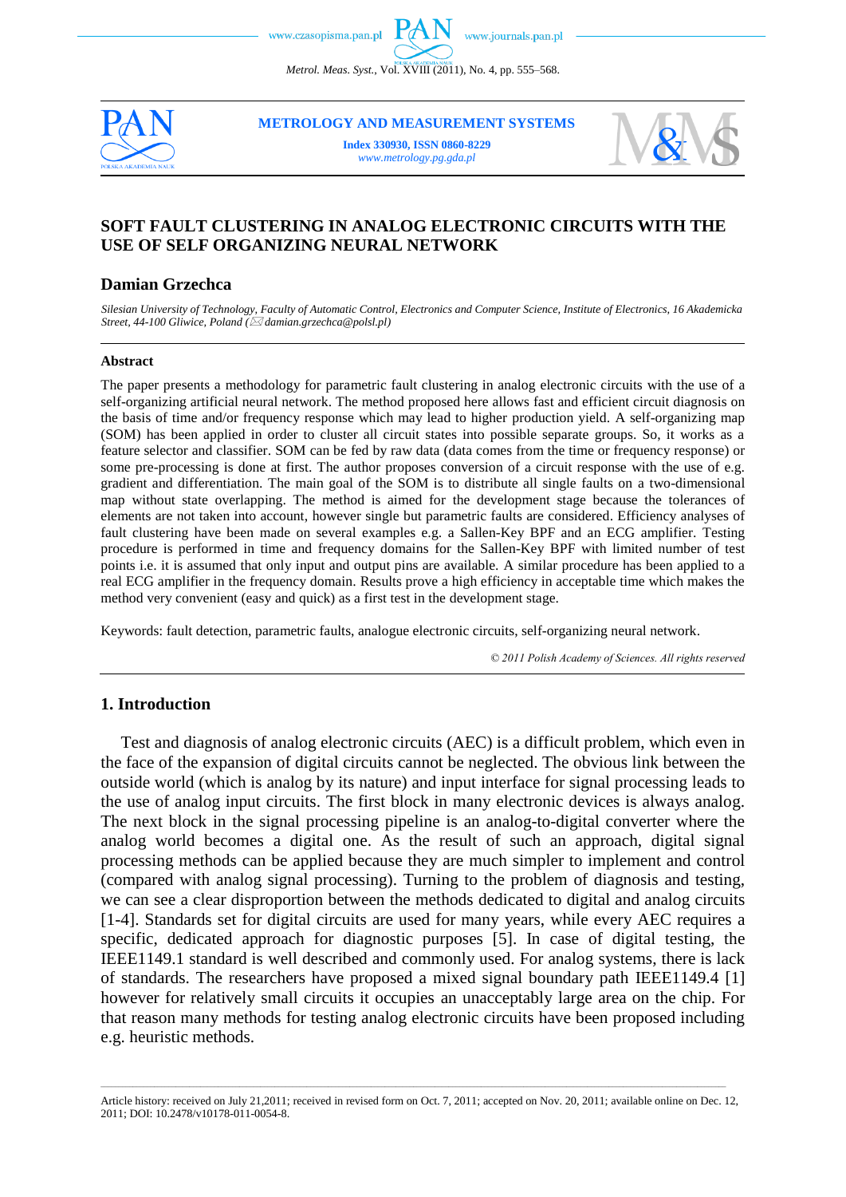# SOFT FAULT CLUSTERING IN ANALOG ELECTRONIC CIRCUITS WITH THE USE OF SELF ORGANIZING NEURAL NETWORK

## Damian Grzechca

*Silesian University of Technology, Faculty of Automatic Control, Electronics and Computer Science, Institute of Electronics, 16 Akademicka Street, 44-100 Gliwice, Poland (✉ damian.grzechca@polsl.pl)*

### Abstract

The paper presents a methodology for parametric fault clustering in analog electronic circuits with the use of a self-organizing artificial neural network. The method proposed here allows fast and efficient circuit diagnosis on the basis of time and/or frequency response which may lead to higher production yield. A self-organizing map (SOM) has been applied in order to cluster all circuit states into possible separate groups. So, it works as a feature selector and classifier. SOM can be fed by raw data (data comes from the time or frequency response) or some pre-processing is done at first. The author proposes conversion of a circuit response with the use of e.g. gradient and differentiation. The main goal of the SOM is to distribute all single faults on a two-dimensional map without state overlapping. The method is aimed for the development stage because the tolerances of elements are not taken into account, however single but parametric faults are considered. Efficiency analyses of fault clustering have been made on several examples e.g. a Sallen-Key BPF and an ECG amplifier. Testing procedure is performed in time and frequency domains for the Sallen-Key BPF with limited number of test points i.e. it is assumed that only input and output pins are available. A similar procedure has been applied to a real ECG amplifier in the frequency domain. Results prove a high efficiency in acceptable time which makes the method very convenient (easy and quick) as a first test in the development stage.

Keywords: fault detection, parametric faults, analogue electronic circuits, self-organizing neural network.

*© 2011 Polish Academy of Sciences. All rights reserved*

## 1. Introduction

Test and diagnosis of analog electronic circuits (AEC) is a difficult problem, which even in the face of the expansion of digital circuits cannot be neglected. The obvious link between the outside world (which is analog by its nature) and input interface for signal processing leads to the use of analog input circuits. The first block in many electronic devices is always analog. The next block in the signal processing pipeline is an analog-to-digital converter where the analog world becomes a digital one. As the result of such an approach, digital signal processing methods can be applied because they are much simpler to implement and control (compared with analog signal processing). Turning to the problem of diagnosis and testing, we can see a clear disproportion between the methods dedicated to digital and analog circuits [1-4]. Standards set for digital circuits are used for many years, while every AEC requires a specific, dedicated approach for diagnostic purposes [5]. In case of digital testing, the IEEE1149.1 standard is well described and commonly used. For analog systems, there is lack of standards. The researchers have proposed a mixed signal boundary path IEEE1149.4 [1] however for relatively small circuits it occupies an unacceptably large area on the chip. For that reason many methods for testing analog electronic circuits have been proposed including e.g. heuristic methods.

Article history: received on July 21,2011; received in revised form on Oct. 7, 2011; accepted on Nov. 20, 2011; available online on Dec. 12, 2011; DOI: 10.2478/v10178-011-0054-8.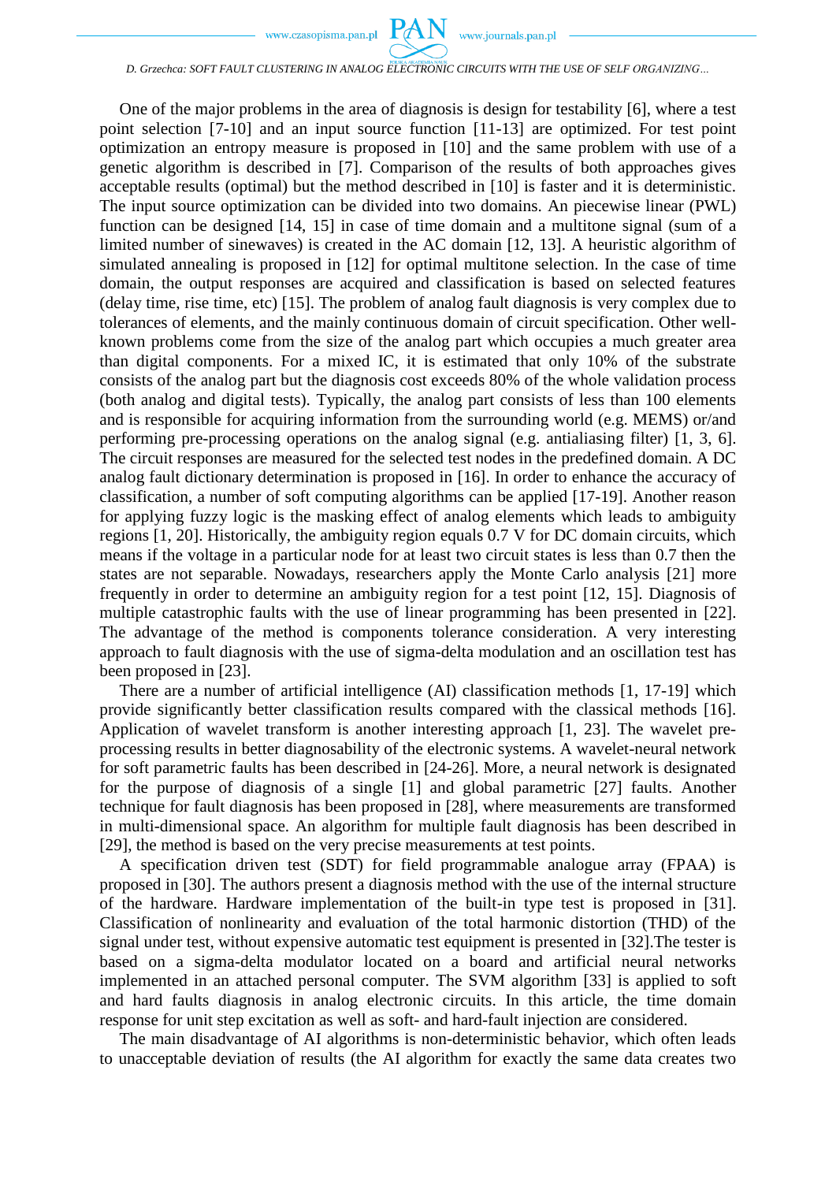One of the major problems in the area of diagnosis is design for testability [6], where a test point selection [7-10] and an input source function [11-13] are optimized. For test point optimization an entropy measure is proposed in [10] and the same problem with use of a genetic algorithm is described in [7]. Comparison of the results of both approaches gives acceptable results (optimal) but the method described in [10] is faster and it is deterministic. The input source optimization can be divided into two domains. An piecewise linear (PWL) function can be designed [14, 15] in case of time domain and a multitone signal (sum of a limited number of sinewaves) is created in the AC domain [12, 13]. A heuristic algorithm of simulated annealing is proposed in [12] for optimal multitone selection. In the case of time domain, the output responses are acquired and classification is based on selected features (delay time, rise time, etc) [15]. The problem of analog fault diagnosis is very complex due to tolerances of elements, and the mainly continuous domain of circuit specification. Other well-known problems come from the size of the analog part which occupies a much greater area than digital components. For a mixed IC, it is estimated that only 10% of the substrate consists of the analog part but the diagnosis cost exceeds 80% of the whole validation process (both analog and digital tests). Typically, the analog part consists of less than 100 elements and is responsible for acquiring information from the surrounding world (e.g. MEMS) or/and performing pre-processing operations on the analog signal (e.g. antialiasing filter) [1, 3, 6]. The circuit responses are measured for the selected test nodes in the predefined domain. A DC analog fault dictionary determination is proposed in [16]. In order to enhance the accuracy of classification, a number of soft computing algorithms can be applied [17-19]. Another reason for applying fuzzy logic is the masking effect of analog elements which leads to ambiguity regions [1, 20]. Historically, the ambiguity region equals 0.7 V for DC domain circuits, which means if the voltage in a particular node for at least two circuit states is less than 0.7 then the states are not separable. Nowadays, researchers apply the Monte Carlo analysis [21] more frequently in order to determine an ambiguity region for a test point [12, 15]. Diagnosis of multiple catastrophic faults with the use of linear programming has been presented in [22]. The advantage of the method is components tolerance consideration. A very interesting approach to fault diagnosis with the use of sigma-delta modulation and an oscillation test has been proposed in [23].

There are a number of artificial intelligence (AI) classification methods [1, 17-19] which provide significantly better classification results compared with the classical methods [16]. Application of wavelet transform is another interesting approach [1, 23]. The wavelet pre-processing results in better diagnosability of the electronic systems. A wavelet-neural network for soft parametric faults has been described in [24-26]. More, a neural network is designated for the purpose of diagnosis of a single [1] and global parametric [27] faults. Another technique for fault diagnosis has been proposed in [28], where measurements are transformed in multi-dimensional space. An algorithm for multiple fault diagnosis has been described in [29], the method is based on the very precise measurements at test points.

A specification driven test (SDT) for field programmable analogue array (FPAA) is proposed in [30]. The authors present a diagnosis method with the use of the internal structure of the hardware. Hardware implementation of the built-in type test is proposed in [31]. Classification of nonlinearity and evaluation of the total harmonic distortion (THD) of the signal under test, without expensive automatic test equipment is presented in [32].The tester is based on a sigma-delta modulator located on a board and artificial neural networks implemented in an attached personal computer. The SVM algorithm [33] is applied to soft and hard faults diagnosis in analog electronic circuits. In this article, the time domain response for unit step excitation as well as soft- and hard-fault injection are considered.

The main disadvantage of AI algorithms is non-deterministic behavior, which often leads to unacceptable deviation of results (the AI algorithm for exactly the same data creates two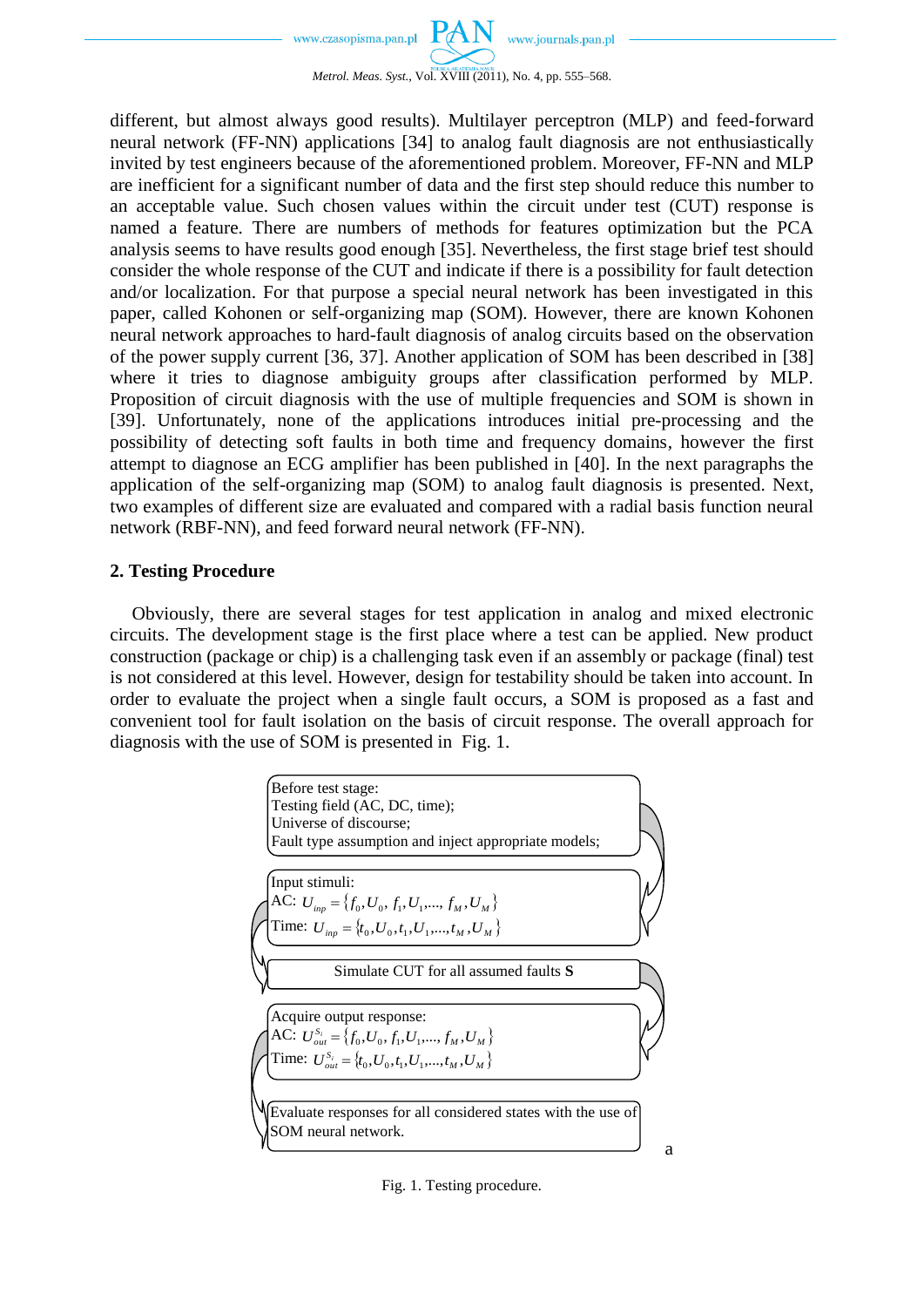different, but almost always good results). Multilayer perceptron (MLP) and feed-forward neural network (FF-NN) applications [34] to analog fault diagnosis are not enthusiastically invited by test engineers because of the aforementioned problem. Moreover, FF-NN and MLP are inefficient for a significant number of data and the first step should reduce this number to an acceptable value. Such chosen values within the circuit under test (CUT) response is named a feature. There are numbers of methods for features optimization but the PCA analysis seems to have results good enough [35]. Nevertheless, the first stage brief test should consider the whole response of the CUT and indicate if there is a possibility for fault detection and/or localization. For that purpose a special neural network has been investigated in this paper, called Kohonen or self-organizing map (SOM). However, there are known Kohonen neural network approaches to hard-fault diagnosis of analog circuits based on the observation of the power supply current [36, 37]. Another application of SOM has been described in [38] where it tries to diagnose ambiguity groups after classification performed by MLP. Proposition of circuit diagnosis with the use of multiple frequencies and SOM is shown in [39]. Unfortunately, none of the applications introduces initial pre-processing and the possibility of detecting soft faults in both time and frequency domains, however the first attempt to diagnose an ECG amplifier has been published in [40]. In the next paragraphs the application of the self-organizing map (SOM) to analog fault diagnosis is presented. Next, two examples of different size are evaluated and compared with a radial basis function neural network (RBF-NN), and feed forward neural network (FF-NN).

## 2. Testing Procedure

Obviously, there are several stages for test application in analog and mixed electronic circuits. The development stage is the first place where a test can be applied. New product construction (package or chip) is a challenging task even if an assembly or package (final) test is not considered at this level. However, design for testability should be taken into account. In order to evaluate the project when a single fault occurs, a SOM is proposed as a fast and convenient tool for fault isolation on the basis of circuit response. The overall approach for diagnosis with the use of SOM is presented in Fig. 1.

Before test stage:
Testing field (AC, DC, time);
Universe of discourse;
Fault type assumption and inject appropriate models;

Input stimuli:
AC: $U_{inp} = \{f_0, U_0, f_1, U_1, ..., f_M, U_M\}$
Time: $U_{inp} = \{t_0, U_0, t_1, U_1, ..., t_M, U_M\}$

Simulate CUT for all assumed faults **S**

Acquire output response:
AC: $U_{out}^{S_i} = \{f_0, U_0, f_1, U_1, ..., f_M, U_M\}$
Time: $U_{out}^{S_i} = \{t_0, U_0, t_1, U_1, ..., t_M, U_M\}$

Evaluate responses for all considered states with the use of SOM neural network.

a

Fig. 1. Testing procedure.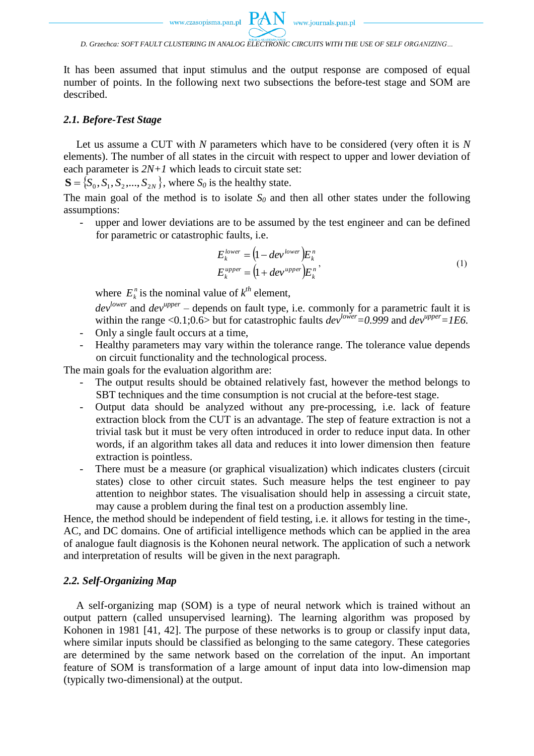It has been assumed that input stimulus and the output response are composed of equal number of points. In the following next two subsections the before-test stage and SOM are described.

### *2.1. Before-Test Stage*

Let us assume a CUT with $N$ parameters which have to be considered (very often it is $N$ elements). The number of all states in the circuit with respect to upper and lower deviation of each parameter is $2N+1$ which leads to circuit state set:

$\mathbf{S} = \{S_0, S_1, S_2, ..., S_{2N}\}$, where $S_0$ is the healthy state.

The main goal of the method is to isolate $S_0$ and then all other states under the following assumptions:

- upper and lower deviations are to be assumed by the test engineer and can be defined for parametric or catastrophic faults, i.e.

$$
\begin{aligned}
E_k^{lower} &= \left(1 - dev^{lower}\right) E_k^n \\
E_k^{upper} &= \left(1 + dev^{upper}\right) E_k^n
\end{aligned}, \tag{1}
$$

  where $E_k^n$ is the nominal value of $k^{th}$ element,

  $dev^{lower}$ and $dev^{upper}$ – depends on fault type, i.e. commonly for a parametric fault it is within the range <0.1;0.6> but for catastrophic faults $dev^{lower}=0.999$ and $dev^{upper}=1E6$.
- Only a single fault occurs at a time,
- Healthy parameters may vary within the tolerance range. The tolerance value depends on circuit functionality and the technological process.

The main goals for the evaluation algorithm are:

- The output results should be obtained relatively fast, however the method belongs to SBT techniques and the time consumption is not crucial at the before-test stage.
- Output data should be analyzed without any pre-processing, i.e. lack of feature extraction block from the CUT is an advantage. The step of feature extraction is not a trivial task but it must be very often introduced in order to reduce input data. In other words, if an algorithm takes all data and reduces it into lower dimension then feature extraction is pointless.
- There must be a measure (or graphical visualization) which indicates clusters (circuit states) close to other circuit states. Such measure helps the test engineer to pay attention to neighbor states. The visualisation should help in assessing a circuit state, may cause a problem during the final test on a production assembly line.

Hence, the method should be independent of field testing, i.e. it allows for testing in the time-, AC, and DC domains. One of artificial intelligence methods which can be applied in the area of analogue fault diagnosis is the Kohonen neural network. The application of such a network and interpretation of results will be given in the next paragraph.

### *2.2. Self-Organizing Map*

A self-organizing map (SOM) is a type of neural network which is trained without an output pattern (called unsupervised learning). The learning algorithm was proposed by Kohonen in 1981 [41, 42]. The purpose of these networks is to group or classify input data, where similar inputs should be classified as belonging to the same category. These categories are determined by the same network based on the correlation of the input. An important feature of SOM is transformation of a large amount of input data into low-dimension map (typically two-dimensional) at the output.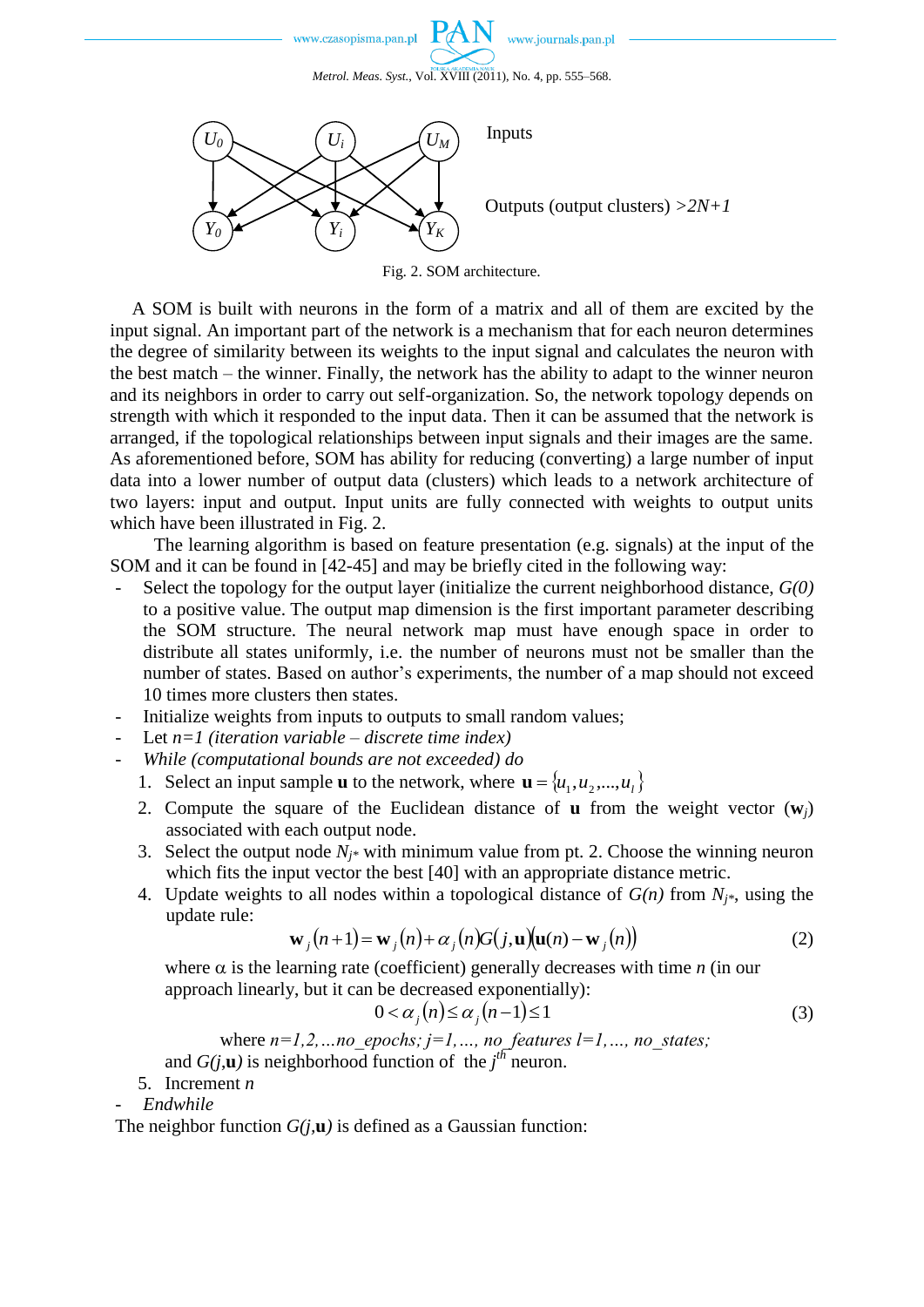Inputs

Outputs (output clusters) $>2N+1$

Fig. 2. SOM architecture.

A SOM is built with neurons in the form of a matrix and all of them are excited by the input signal. An important part of the network is a mechanism that for each neuron determines the degree of similarity between its weights to the input signal and calculates the neuron with the best match – the winner. Finally, the network has the ability to adapt to the winner neuron and its neighbors in order to carry out self-organization. So, the network topology depends on strength with which it responded to the input data. Then it can be assumed that the network is arranged, if the topological relationships between input signals and their images are the same. As aforementioned before, SOM has ability for reducing (converting) a large number of input data into a lower number of output data (clusters) which leads to a network architecture of two layers: input and output. Input units are fully connected with weights to output units which have been illustrated in Fig. 2.

The learning algorithm is based on feature presentation (e.g. signals) at the input of the SOM and it can be found in [42-45] and may be briefly cited in the following way:

- Select the topology for the output layer (initialize the current neighborhood distance, $G(0)$ to a positive value. The output map dimension is the first important parameter describing the SOM structure. The neural network map must have enough space in order to distribute all states uniformly, i.e. the number of neurons must not be smaller than the number of states. Based on author's experiments, the number of a map should not exceed 10 times more clusters then states.
- Initialize weights from inputs to outputs to small random values;
- Let *n=1 (iteration variable – discrete time index)*
- *While (computational bounds are not exceeded) do*
  1. Select an input sample **u** to the network, where $\mathbf{u} = \{u_1, u_2, ..., u_l\}$
  2. Compute the square of the Euclidean distance of **u** from the weight vector ($\mathbf{w}_j$) associated with each output node.
  3. Select the output node $N_{j*}$ with minimum value from pt. 2. Choose the winning neuron which fits the input vector the best [40] with an appropriate distance metric.
  4. Update weights to all nodes within a topological distance of $G(n)$ from $N_{j*}$, using the update rule:
  $$\mathbf{w}_j(n+1) = \mathbf{w}_j(n) + \alpha_j(n) G(j, \mathbf{u})(\mathbf{u}(n) - \mathbf{w}_j(n)) \tag{2}$$
  where $\alpha$ is the learning rate (coefficient) generally decreases with time $n$ (in our approach linearly, but it can be decreased exponentially):
  $$0 < \alpha_j(n) \leq \alpha_j(n-1) \leq 1 \tag{3}$$
  where $n=1,2,...no\_epochs; j=1,..., no\_features\ l=1,..., no\_states;$
  and $G(j,\mathbf{u})$ is neighborhood function of the $j^{th}$ neuron.
  5. Increment $n$
- *Endwhile*

The neighbor function $G(j,\mathbf{u})$ is defined as a Gaussian function: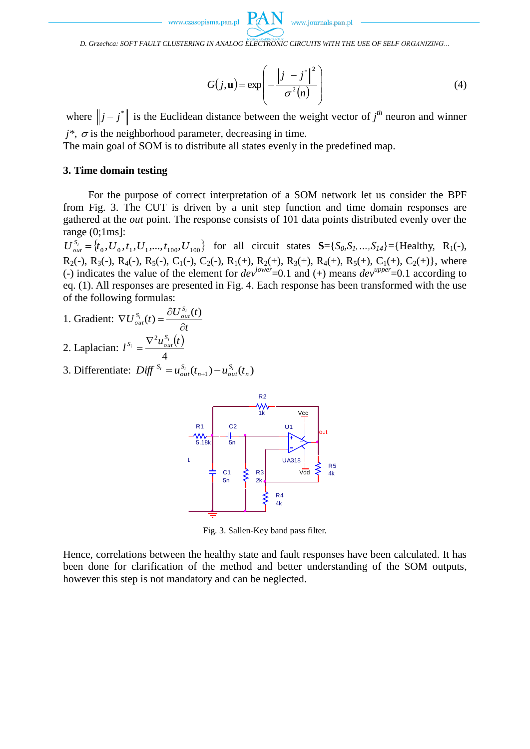$$G(j,\mathbf{u}) = \exp\left(-\frac{\left\|j - j^*\right\|^2}{\sigma^2(n)}\right) \tag{4}$$

where $\left\|j - j^*\right\|$ is the Euclidean distance between the weight vector of $j^{th}$ neuron and winner $j^*$, $\sigma$ is the neighborhood parameter, decreasing in time.

The main goal of SOM is to distribute all states evenly in the predefined map.

## 3. Time domain testing

For the purpose of correct interpretation of a SOM network let us consider the BPF from Fig. 3. The CUT is driven by a unit step function and time domain responses are gathered at the *out* point. The response consists of 101 data points distributed evenly over the range (0;1ms]:

$U_{out}^{S_i} = \{t_0, U_0, t_1, U_1, ..., t_{100}, U_{100}\}$ for all circuit states $\mathbf{S}=\{S_0, S_1, ..., S_{14}\}$={Healthy, $R_1$(-), $R_2$(-), $R_3$(-), $R_4$(-), $R_5$(-), $C_1$(-), $C_2$(-), $R_1$(+), $R_2$(+), $R_3$(+), $R_4$(+), $R_5$(+), $C_1$(+), $C_2$(+)}, where (-) indicates the value of the element for $dev^{lower}$=0.1 and (+) means $dev^{upper}$=0.1 according to eq. (1). All responses are presented in Fig. 4. Each response has been transformed with the use of the following formulas:

1. Gradient: $\nabla U_{out}^{S_i}(t) = \dfrac{\partial U_{out}^{S_i}(t)}{\partial t}$
2. Laplacian: $l^{S_i} = \dfrac{\nabla^2 u_{out}^{S_i}(t)}{4}$
3. Differentiate: $Diff^{S_i} = u_{out}^{S_i}(t_{n+1}) - u_{out}^{S_i}(t_n)$

Fig. 3. Sallen-Key band pass filter.

Hence, correlations between the healthy state and fault responses have been calculated. It has been done for clarification of the method and better understanding of the SOM outputs, however this step is not mandatory and can be neglected.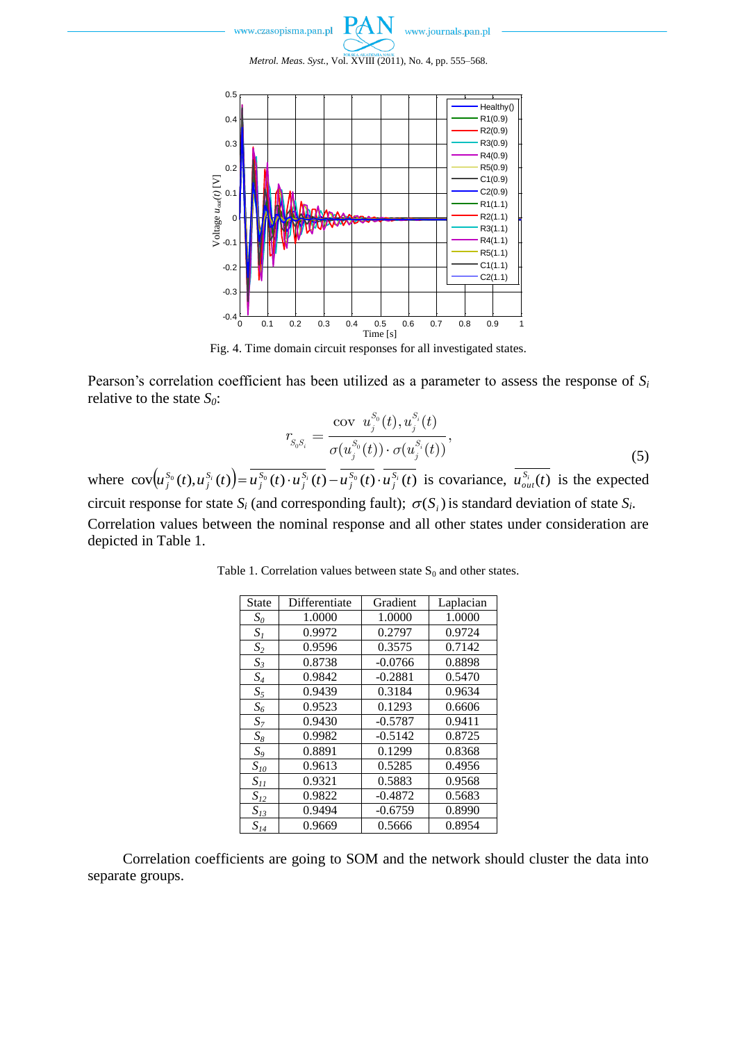Fig. 4. Time domain circuit responses for all investigated states.

Pearson's correlation coefficient has been utilized as a parameter to assess the response of $S_i$ relative to the state $S_0$:

$$r_{S_0 S_i} = \frac{\mathrm{cov}\left(u_j^{S_0}(t), u_j^{S_i}(t)\right)}{\sigma(u_j^{S_0}(t)) \cdot \sigma(u_j^{S_i}(t))}, \tag{5}$$

where $\mathrm{cov}\left(u_j^{S_0}(t), u_j^{S_i}(t)\right) = \overline{u_j^{S_0}(t) \cdot u_j^{S_i}(t)} - \overline{u_j^{S_0}(t)} \cdot \overline{u_j^{S_i}(t)}$ is covariance, $\overline{u_{out}^{S_i}(t)}$ is the expected circuit response for state $S_i$ (and corresponding fault); $\sigma(S_i)$ is standard deviation of state $S_i$. Correlation values between the nominal response and all other states under consideration are depicted in Table 1.

Table 1. Correlation values between state $S_0$ and other states.

| State | Differentiate | Gradient | Laplacian |
|---|---|---|---|
| $S_0$ | 1.0000 | 1.0000 | 1.0000 |
| $S_1$ | 0.9972 | 0.2797 | 0.9724 |
| $S_2$ | 0.9596 | 0.3575 | 0.7142 |
| $S_3$ | 0.8738 | -0.0766 | 0.8898 |
| $S_4$ | 0.9842 | -0.2881 | 0.5470 |
| $S_5$ | 0.9439 | 0.3184 | 0.9634 |
| $S_6$ | 0.9523 | 0.1293 | 0.6606 |
| $S_7$ | 0.9430 | -0.5787 | 0.9411 |
| $S_8$ | 0.9982 | -0.5142 | 0.8725 |
| $S_9$ | 0.8891 | 0.1299 | 0.8368 |
| $S_{10}$ | 0.9613 | 0.5285 | 0.4956 |
| $S_{11}$ | 0.9321 | 0.5883 | 0.9568 |
| $S_{12}$ | 0.9822 | -0.4872 | 0.5683 |
| $S_{13}$ | 0.9494 | -0.6759 | 0.8990 |
| $S_{14}$ | 0.9669 | 0.5666 | 0.8954 |

Correlation coefficients are going to SOM and the network should cluster the data into separate groups.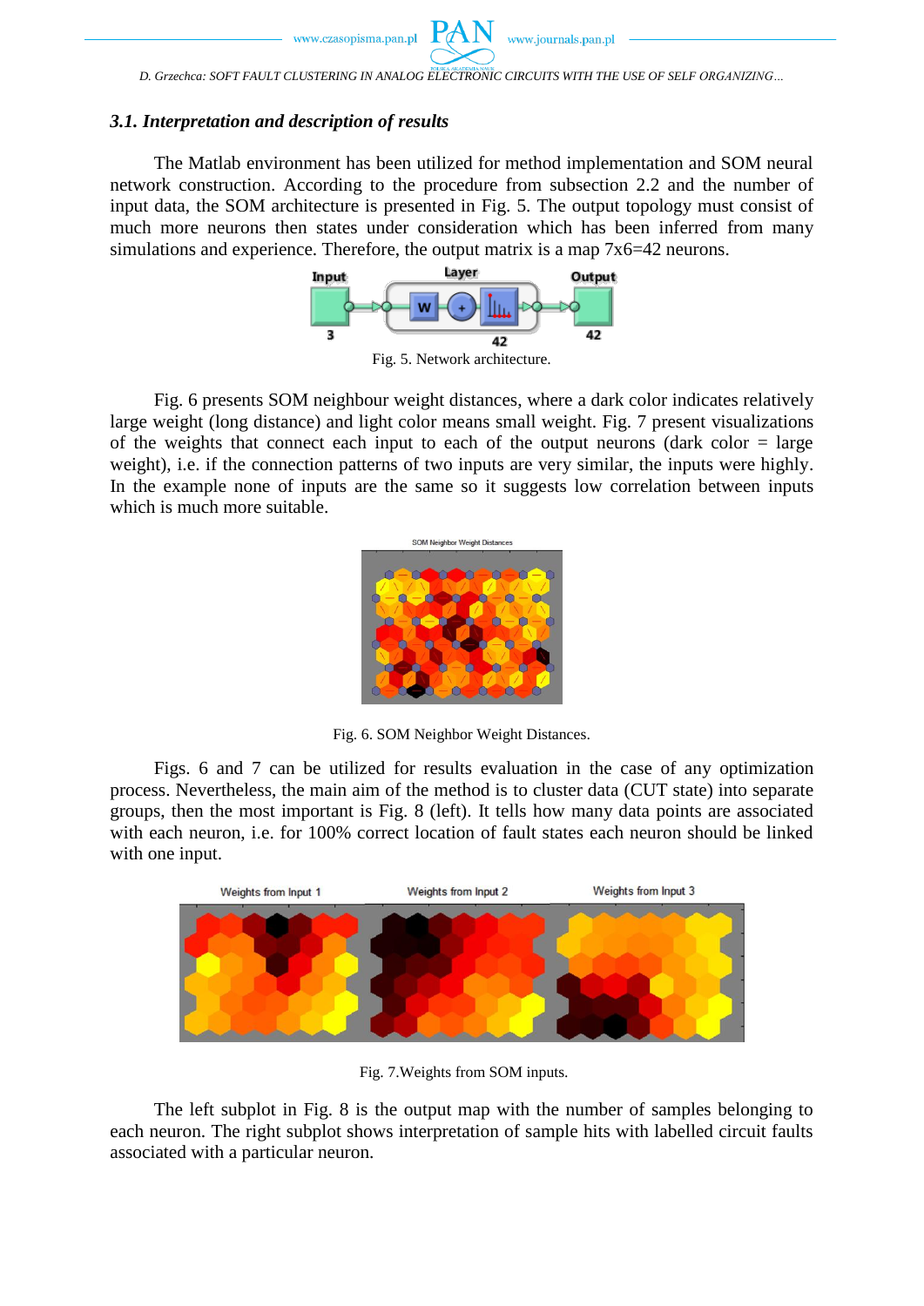### 3.1. Interpretation and description of results

The Matlab environment has been utilized for method implementation and SOM neural network construction. According to the procedure from subsection 2.2 and the number of input data, the SOM architecture is presented in Fig. 5. The output topology must consist of much more neurons then states under consideration which has been inferred from many simulations and experience. Therefore, the output matrix is a map 7x6=42 neurons.

Fig. 5. Network architecture.

Fig. 6 presents SOM neighbour weight distances, where a dark color indicates relatively large weight (long distance) and light color means small weight. Fig. 7 present visualizations of the weights that connect each input to each of the output neurons (dark color = large weight), i.e. if the connection patterns of two inputs are very similar, the inputs were highly. In the example none of inputs are the same so it suggests low correlation between inputs which is much more suitable.

Fig. 6. SOM Neighbor Weight Distances.

Figs. 6 and 7 can be utilized for results evaluation in the case of any optimization process. Nevertheless, the main aim of the method is to cluster data (CUT state) into separate groups, then the most important is Fig. 8 (left). It tells how many data points are associated with each neuron, i.e. for 100% correct location of fault states each neuron should be linked with one input.

Fig. 7.Weights from SOM inputs.

The left subplot in Fig. 8 is the output map with the number of samples belonging to each neuron. The right subplot shows interpretation of sample hits with labelled circuit faults associated with a particular neuron.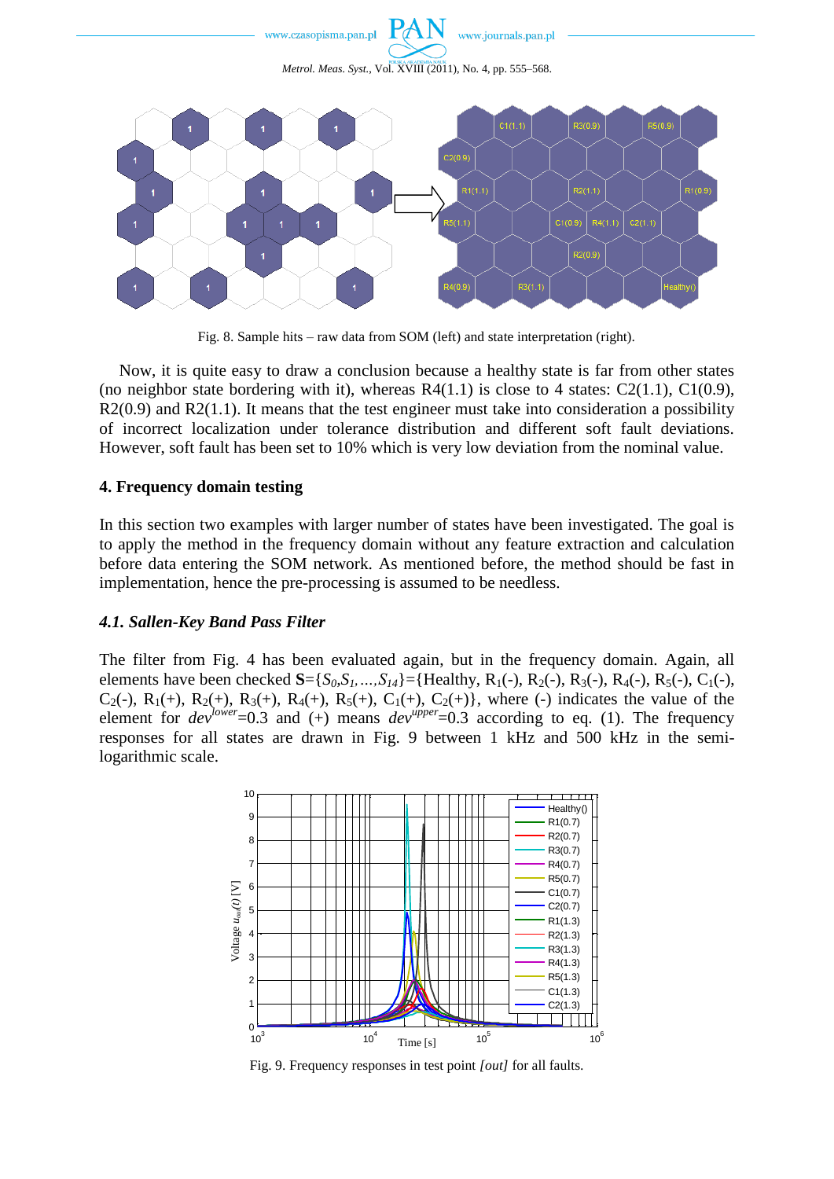Fig. 8. Sample hits – raw data from SOM (left) and state interpretation (right).

Now, it is quite easy to draw a conclusion because a healthy state is far from other states (no neighbor state bordering with it), whereas R4(1.1) is close to 4 states: C2(1.1), C1(0.9), R2(0.9) and R2(1.1). It means that the test engineer must take into consideration a possibility of incorrect localization under tolerance distribution and different soft fault deviations. However, soft fault has been set to 10% which is very low deviation from the nominal value.

## 4. Frequency domain testing

In this section two examples with larger number of states have been investigated. The goal is to apply the method in the frequency domain without any feature extraction and calculation before data entering the SOM network. As mentioned before, the method should be fast in implementation, hence the pre-processing is assumed to be needless.

### *4.1. Sallen-Key Band Pass Filter*

The filter from Fig. 4 has been evaluated again, but in the frequency domain. Again, all elements have been checked $\mathbf{S}=\{S_0,S_1,\ldots,S_{14}\}$={Healthy, $R_1$(-), $R_2$(-), $R_3$(-), $R_4$(-), $R_5$(-), $C_1$(-), $C_2$(-), $R_1$(+), $R_2$(+), $R_3$(+), $R_4$(+), $R_5$(+), $C_1$(+), $C_2$(+)}, where (-) indicates the value of the element for $dev^{lower}$=0.3 and (+) means $dev^{upper}$=0.3 according to eq. (1). The frequency responses for all states are drawn in Fig. 9 between 1 kHz and 500 kHz in the semi-logarithmic scale.

Fig. 9. Frequency responses in test point *[out]* for all faults.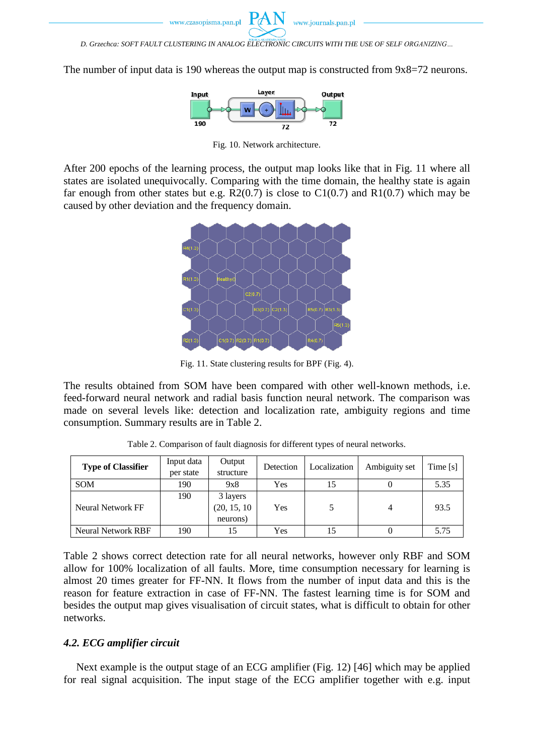The number of input data is 190 whereas the output map is constructed from 9x8=72 neurons.

Fig. 10. Network architecture.

After 200 epochs of the learning process, the output map looks like that in Fig. 11 where all states are isolated unequivocally. Comparing with the time domain, the healthy state is again far enough from other states but e.g. R2(0.7) is close to C1(0.7) and R1(0.7) which may be caused by other deviation and the frequency domain.

Fig. 11. State clustering results for BPF (Fig. 4).

The results obtained from SOM have been compared with other well-known methods, i.e. feed-forward neural network and radial basis function neural network. The comparison was made on several levels like: detection and localization rate, ambiguity regions and time consumption. Summary results are in Table 2.

Table 2. Comparison of fault diagnosis for different types of neural networks.

| **Type of Classifier** | Input data per state | Output structure | Detection | Localization | Ambiguity set | Time [s] |
|---|---|---|---|---|---|---|
| SOM | 190 | 9x8 | Yes | 15 | 0 | 5.35 |
| Neural Network FF | 190 | 3 layers (20, 15, 10 neurons) | Yes | 5 | 4 | 93.5 |
| Neural Network RBF | 190 | 15 | Yes | 15 | 0 | 5.75 |

Table 2 shows correct detection rate for all neural networks, however only RBF and SOM allow for 100% localization of all faults. More, time consumption necessary for learning is almost 20 times greater for FF-NN. It flows from the number of input data and this is the reason for feature extraction in case of FF-NN. The fastest learning time is for SOM and besides the output map gives visualisation of circuit states, what is difficult to obtain for other networks.

### *4.2. ECG amplifier circuit*

Next example is the output stage of an ECG amplifier (Fig. 12) [46] which may be applied for real signal acquisition. The input stage of the ECG amplifier together with e.g. input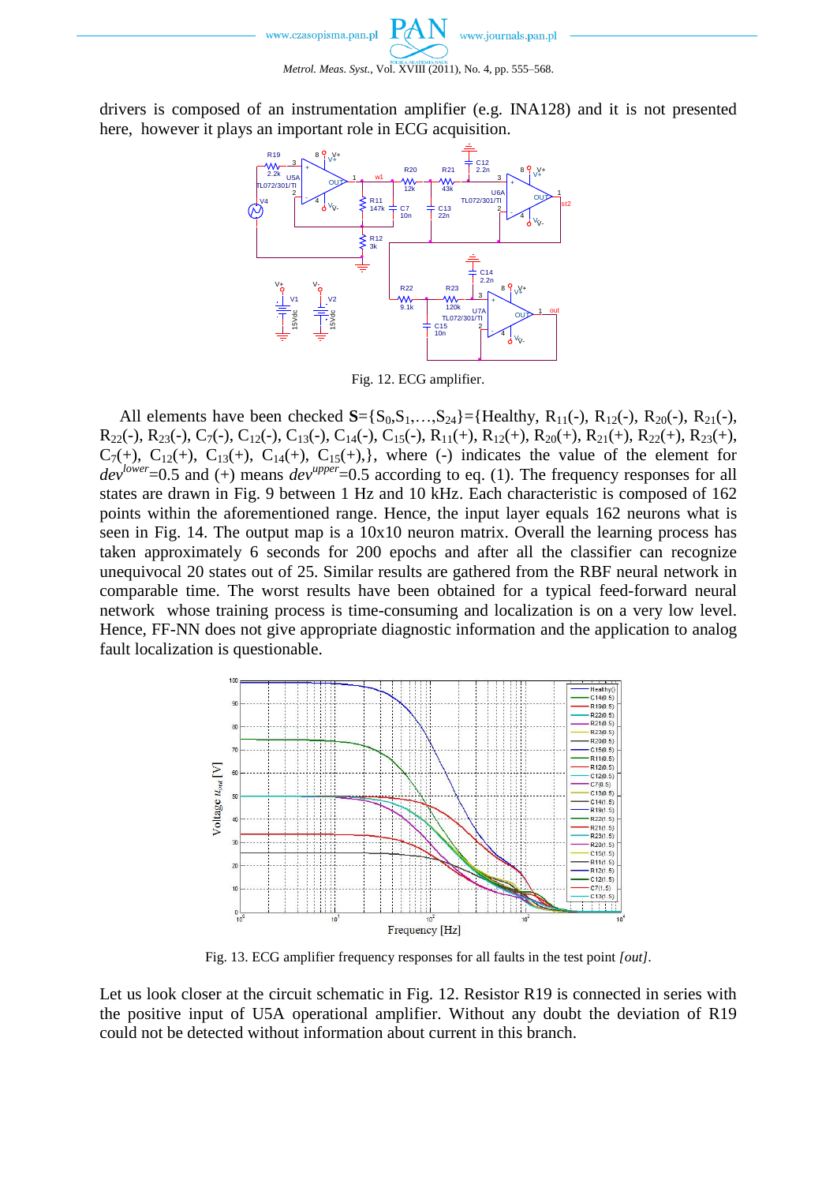drivers is composed of an instrumentation amplifier (e.g. INA128) and it is not presented here, however it plays an important role in ECG acquisition.

Fig. 12. ECG amplifier.

All elements have been checked $\mathbf{S}=\{S_0,S_1,\ldots,S_{24}\}=\{\text{Healthy}, R_{11}(-), R_{12}(-), R_{20}(-), R_{21}(-), R_{22}(-), R_{23}(-), C_7(-), C_{12}(-), C_{13}(-), C_{14}(-), C_{15}(-), R_{11}(+), R_{12}(+), R_{20}(+), R_{21}(+), R_{22}(+), R_{23}(+), C_7(+), C_{12}(+), C_{13}(+), C_{14}(+), C_{15}(+),\}$, where (-) indicates the value of the element for $dev^{lower}=0.5$ and (+) means $dev^{upper}=0.5$ according to eq. (1). The frequency responses for all states are drawn in Fig. 9 between 1 Hz and 10 kHz. Each characteristic is composed of 162 points within the aforementioned range. Hence, the input layer equals 162 neurons what is seen in Fig. 14. The output map is a 10x10 neuron matrix. Overall the learning process has taken approximately 6 seconds for 200 epochs and after all the classifier can recognize unequivocal 20 states out of 25. Similar results are gathered from the RBF neural network in comparable time. The worst results have been obtained for a typical feed-forward neural network whose training process is time-consuming and localization is on a very low level. Hence, FF-NN does not give appropriate diagnostic information and the application to analog fault localization is questionable.

Fig. 13. ECG amplifier frequency responses for all faults in the test point *[out]*.

Let us look closer at the circuit schematic in Fig. 12. Resistor R19 is connected in series with the positive input of U5A operational amplifier. Without any doubt the deviation of R19 could not be detected without information about current in this branch.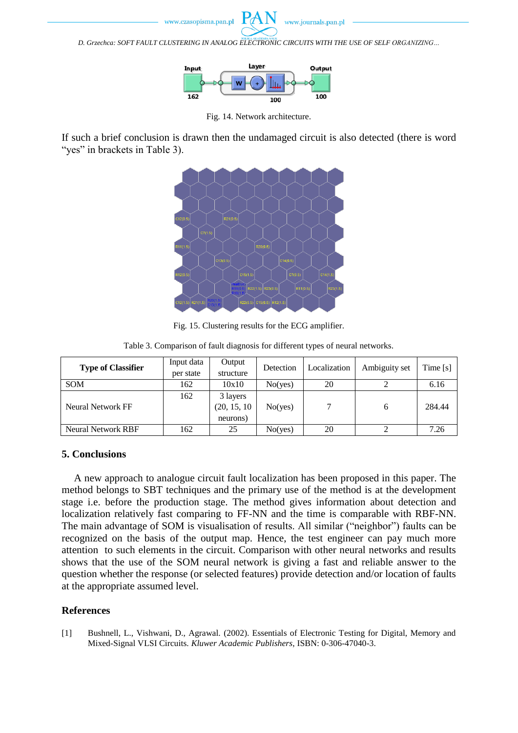Fig. 14. Network architecture.

If such a brief conclusion is drawn then the undamaged circuit is also detected (there is word "yes" in brackets in Table 3).

Fig. 15. Clustering results for the ECG amplifier.

Table 3. Comparison of fault diagnosis for different types of neural networks.

| Type of Classifier | Input data per state | Output structure | Detection | Localization | Ambiguity set | Time [s] |
|---|---|---|---|---|---|---|
| SOM | 162 | 10x10 | No(yes) | 20 | 2 | 6.16 |
| Neural Network FF | 162 | 3 layers (20, 15, 10 neurons) | No(yes) | 7 | 6 | 284.44 |
| Neural Network RBF | 162 | 25 | No(yes) | 20 | 2 | 7.26 |

## 5. Conclusions

A new approach to analogue circuit fault localization has been proposed in this paper. The method belongs to SBT techniques and the primary use of the method is at the development stage i.e. before the production stage. The method gives information about detection and localization relatively fast comparing to FF-NN and the time is comparable with RBF-NN. The main advantage of SOM is visualisation of results. All similar ("neighbor") faults can be recognized on the basis of the output map. Hence, the test engineer can pay much more attention to such elements in the circuit. Comparison with other neural networks and results shows that the use of the SOM neural network is giving a fast and reliable answer to the question whether the response (or selected features) provide detection and/or location of faults at the appropriate assumed level.

## References

[1] Bushnell, L., Vishwani, D., Agrawal. (2002). Essentials of Electronic Testing for Digital, Memory and Mixed-Signal VLSI Circuits. *Kluwer Academic Publishers*, ISBN: 0-306-47040-3.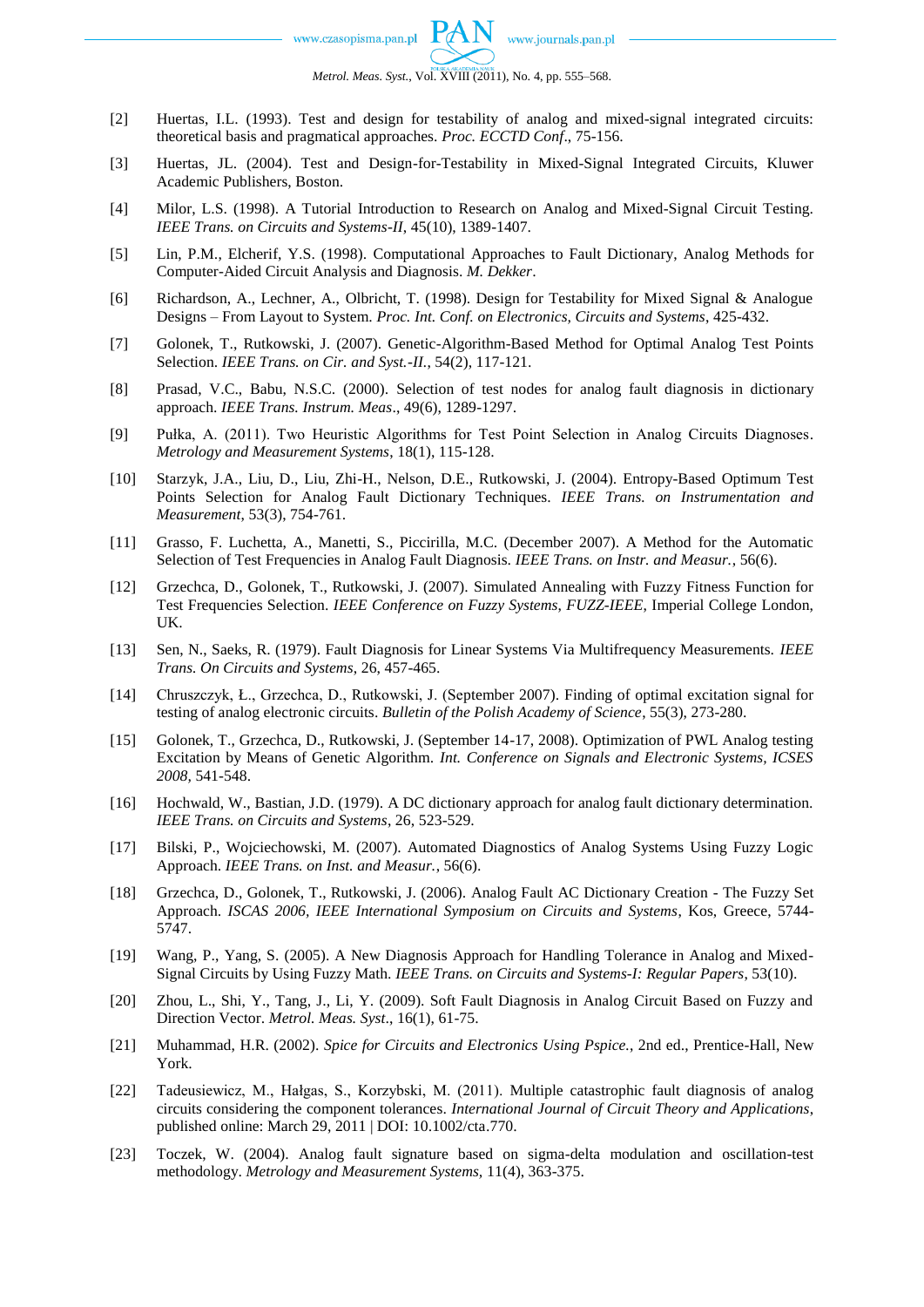[2] Huertas, I.L. (1993). Test and design for testability of analog and mixed-signal integrated circuits: theoretical basis and pragmatical approaches. *Proc. ECCTD Conf*., 75-156.

[3] Huertas, JL. (2004). Test and Design-for-Testability in Mixed-Signal Integrated Circuits, Kluwer Academic Publishers, Boston.

[4] Milor, L.S. (1998). A Tutorial Introduction to Research on Analog and Mixed-Signal Circuit Testing. *IEEE Trans. on Circuits and Systems-II*, 45(10), 1389-1407.

[5] Lin, P.M., Elcherif, Y.S. (1998). Computational Approaches to Fault Dictionary, Analog Methods for Computer-Aided Circuit Analysis and Diagnosis. *M. Dekker*.

[6] Richardson, A., Lechner, A., Olbricht, T. (1998). Design for Testability for Mixed Signal & Analogue Designs – From Layout to System. *Proc. Int. Conf. on Electronics, Circuits and Systems*, 425-432.

[7] Golonek, T., Rutkowski, J. (2007). Genetic-Algorithm-Based Method for Optimal Analog Test Points Selection. *IEEE Trans. on Cir. and Syst.-II.*, 54(2), 117-121.

[8] Prasad, V.C., Babu, N.S.C. (2000). Selection of test nodes for analog fault diagnosis in dictionary approach. *IEEE Trans. Instrum. Meas*., 49(6), 1289-1297.

[9] Pułka, A. (2011). Two Heuristic Algorithms for Test Point Selection in Analog Circuits Diagnoses. *Metrology and Measurement Systems*, 18(1), 115-128.

[10] Starzyk, J.A., Liu, D., Liu, Zhi-H., Nelson, D.E., Rutkowski, J. (2004). Entropy-Based Optimum Test Points Selection for Analog Fault Dictionary Techniques. *IEEE Trans. on Instrumentation and Measurement*, 53(3), 754-761.

[11] Grasso, F. Luchetta, A., Manetti, S., Piccirilla, M.C. (December 2007). A Method for the Automatic Selection of Test Frequencies in Analog Fault Diagnosis. *IEEE Trans. on Instr. and Measur.*, 56(6).

[12] Grzechca, D., Golonek, T., Rutkowski, J. (2007). Simulated Annealing with Fuzzy Fitness Function for Test Frequencies Selection. *IEEE Conference on Fuzzy Systems, FUZZ-IEEE*, Imperial College London, UK.

[13] Sen, N., Saeks, R. (1979). Fault Diagnosis for Linear Systems Via Multifrequency Measurements. *IEEE Trans. On Circuits and Systems*, 26, 457-465.

[14] Chruszczyk, Ł., Grzechca, D., Rutkowski, J. (September 2007). Finding of optimal excitation signal for testing of analog electronic circuits. *Bulletin of the Polish Academy of Science*, 55(3), 273-280.

[15] Golonek, T., Grzechca, D., Rutkowski, J. (September 14-17, 2008). Optimization of PWL Analog testing Excitation by Means of Genetic Algorithm. *Int. Conference on Signals and Electronic Systems, ICSES 2008*, 541-548.

[16] Hochwald, W., Bastian, J.D. (1979). A DC dictionary approach for analog fault dictionary determination. *IEEE Trans. on Circuits and Systems*, 26, 523-529.

[17] Bilski, P., Wojciechowski, M. (2007). Automated Diagnostics of Analog Systems Using Fuzzy Logic Approach. *IEEE Trans. on Inst. and Measur.*, 56(6).

[18] Grzechca, D., Golonek, T., Rutkowski, J. (2006). Analog Fault AC Dictionary Creation - The Fuzzy Set Approach. *ISCAS 2006, IEEE International Symposium on Circuits and Systems*, Kos, Greece, 5744-5747.

[19] Wang, P., Yang, S. (2005). A New Diagnosis Approach for Handling Tolerance in Analog and Mixed-Signal Circuits by Using Fuzzy Math. *IEEE Trans. on Circuits and Systems-I: Regular Papers*, 53(10).

[20] Zhou, L., Shi, Y., Tang, J., Li, Y. (2009). Soft Fault Diagnosis in Analog Circuit Based on Fuzzy and Direction Vector. *Metrol. Meas. Syst*., 16(1), 61-75.

[21] Muhammad, H.R. (2002). *Spice for Circuits and Electronics Using Pspice.*, 2nd ed., Prentice-Hall, New York.

[22] Tadeusiewicz, M., Hałgas, S., Korzybski, M. (2011). Multiple catastrophic fault diagnosis of analog circuits considering the component tolerances. *International Journal of Circuit Theory and Applications*, published online: March 29, 2011 | DOI: 10.1002/cta.770.

[23] Toczek, W. (2004). Analog fault signature based on sigma-delta modulation and oscillation-test methodology. *Metrology and Measurement Systems*, 11(4), 363-375.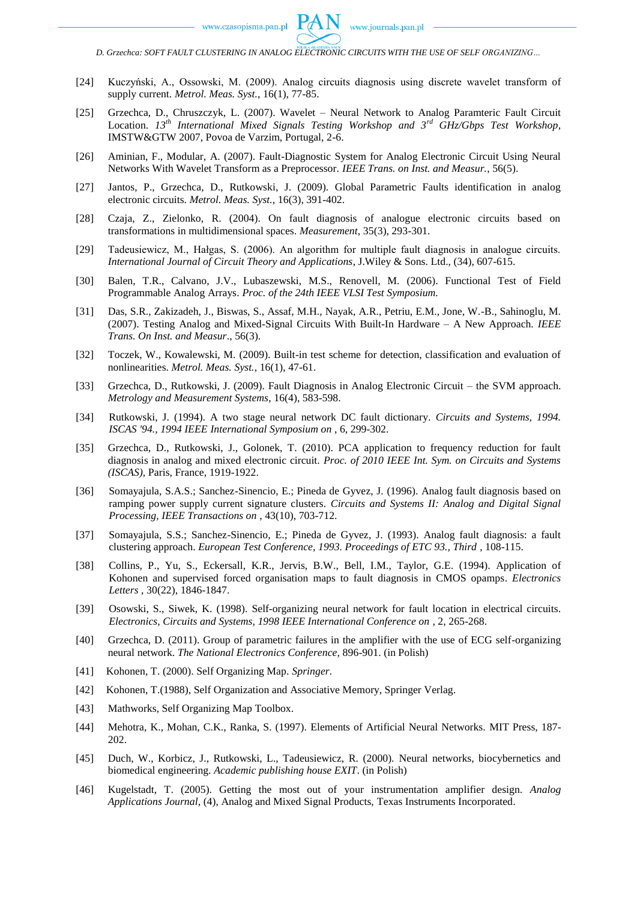[24] Kuczyński, A., Ossowski, M. (2009). Analog circuits diagnosis using discrete wavelet transform of supply current. *Metrol. Meas. Syst.*, 16(1), 77-85.

[25] Grzechca, D., Chruszczyk, L. (2007). Wavelet – Neural Network to Analog Paramteric Fault Circuit Location. *13th International Mixed Signals Testing Workshop and 3rd GHz/Gbps Test Workshop*, IMSTW&GTW 2007, Povoa de Varzim, Portugal, 2-6.

[26] Aminian, F., Modular, A. (2007). Fault-Diagnostic System for Analog Electronic Circuit Using Neural Networks With Wavelet Transform as a Preprocessor. *IEEE Trans. on Inst. and Measur.*, 56(5).

[27] Jantos, P., Grzechca, D., Rutkowski, J. (2009). Global Parametric Faults identification in analog electronic circuits. *Metrol. Meas. Syst.*, 16(3), 391-402.

[28] Czaja, Z., Zielonko, R. (2004). On fault diagnosis of analogue electronic circuits based on transformations in multidimensional spaces. *Measurement*, 35(3), 293-301.

[29] Tadeusiewicz, M., Hałgas, S. (2006). An algorithm for multiple fault diagnosis in analogue circuits. *International Journal of Circuit Theory and Applications*, J.Wiley & Sons. Ltd., (34), 607-615.

[30] Balen, T.R., Calvano, J.V., Lubaszewski, M.S., Renovell, M. (2006). Functional Test of Field Programmable Analog Arrays. *Proc. of the 24th IEEE VLSI Test Symposium.*

[31] Das, S.R., Zakizadeh, J., Biswas, S., Assaf, M.H., Nayak, A.R., Petriu, E.M., Jone, W.-B., Sahinoglu, M. (2007). Testing Analog and Mixed-Signal Circuits With Built-In Hardware – A New Approach. *IEEE Trans. On Inst. and Measur*., 56(3).

[32] Toczek, W., Kowalewski, M. (2009). Built-in test scheme for detection, classification and evaluation of nonlinearities. *Metrol. Meas. Syst.*, 16(1), 47-61.

[33] Grzechca, D., Rutkowski, J. (2009). Fault Diagnosis in Analog Electronic Circuit – the SVM approach. *Metrology and Measurement Systems*, 16(4), 583-598.

[34] Rutkowski, J. (1994). A two stage neural network DC fault dictionary. *Circuits and Systems, 1994. ISCAS '94., 1994 IEEE International Symposium on* , 6, 299-302.

[35] Grzechca, D., Rutkowski, J., Golonek, T. (2010). PCA application to frequency reduction for fault diagnosis in analog and mixed electronic circuit. *Proc. of 2010 IEEE Int. Sym. on Circuits and Systems (ISCAS)*, Paris, France, 1919-1922.

[36] Somayajula, S.A.S.; Sanchez-Sinencio, E.; Pineda de Gyvez, J. (1996). Analog fault diagnosis based on ramping power supply current signature clusters. *Circuits and Systems II: Analog and Digital Signal Processing, IEEE Transactions on* , 43(10), 703-712.

[37] Somayajula, S.S.; Sanchez-Sinencio, E.; Pineda de Gyvez, J. (1993). Analog fault diagnosis: a fault clustering approach. *European Test Conference, 1993. Proceedings of ETC 93., Third* , 108-115.

[38] Collins, P., Yu, S., Eckersall, K.R., Jervis, B.W., Bell, I.M., Taylor, G.E. (1994). Application of Kohonen and supervised forced organisation maps to fault diagnosis in CMOS opamps. *Electronics Letters* , 30(22), 1846-1847.

[39] Osowski, S., Siwek, K. (1998). Self-organizing neural network for fault location in electrical circuits. *Electronics, Circuits and Systems, 1998 IEEE International Conference on* , 2, 265-268.

[40] Grzechca, D. (2011). Group of parametric failures in the amplifier with the use of ECG self-organizing neural network. *The National Electronics Conference*, 896-901. (in Polish)

[41] Kohonen, T. (2000). Self Organizing Map. *Springer*.

[42] Kohonen, T.(1988), Self Organization and Associative Memory, Springer Verlag.

[43] Mathworks, Self Organizing Map Toolbox.

[44] Mehotra, K., Mohan, C.K., Ranka, S. (1997). Elements of Artificial Neural Networks. MIT Press, 187-202.

[45] Duch, W., Korbicz, J., Rutkowski, L., Tadeusiewicz, R. (2000). Neural networks, biocybernetics and biomedical engineering. *Academic publishing house EXIT*. (in Polish)

[46] Kugelstadt, T. (2005). Getting the most out of your instrumentation amplifier design. *Analog Applications Journal*, (4), Analog and Mixed Signal Products, Texas Instruments Incorporated.